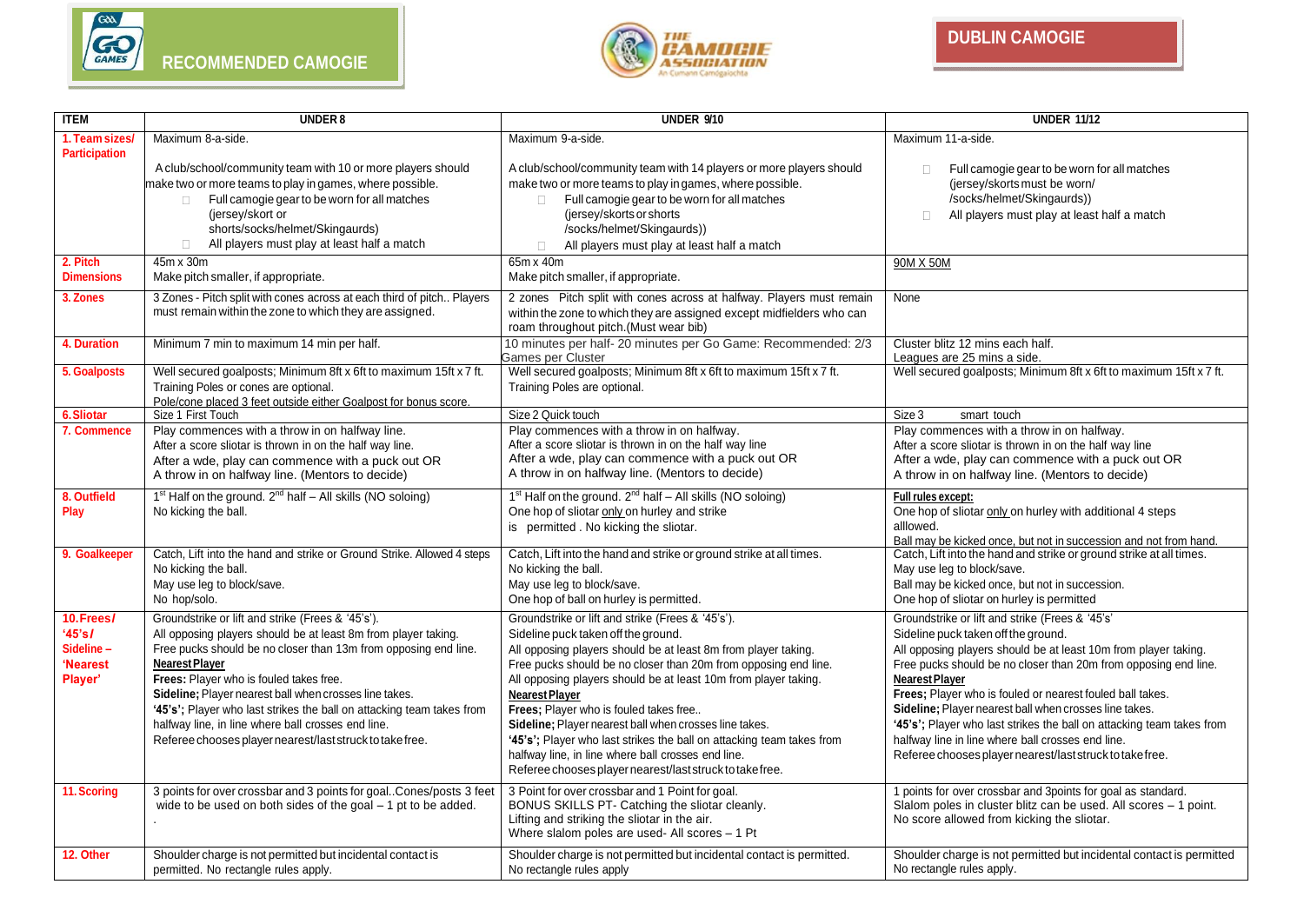RECOMMENDED CAMOGIE

DUBLIN CAMOGIE

| ITEM | UNDER 8 | UNDER 9/10 | UNDER 11/12 |
|---|---|---|---|
| 1. Team sizes/ Participation | Maximum 8-a-side.<br><br>A club/school/community team with 10 or more players should make two or more teams to play in games, where possible.<br>- Full camogie gear to be worn for all matches (jersey/skort or shorts/socks/helmet/Skingaurds)<br>- All players must play at least half a match | Maximum 9-a-side.<br><br>A club/school/community team with 14 players or more players should make two or more teams to play in games, where possible.<br>- Full camogie gear to be worn for all matches (jersey/skorts or shorts /socks/helmet/Skingaurds))<br>- All players must play at least half a match | Maximum 11-a-side.<br><br>- Full camogie gear to be worn for all matches (jersey/skorts must be worn/ /socks/helmet/Skingaurds))<br>- All players must play at least half a match |
| 2. Pitch Dimensions | 45m x 30m<br>Make pitch smaller, if appropriate. | 65m x 40m<br>Make pitch smaller, if appropriate. | 90M X 50M |
| 3. Zones | 3 Zones - Pitch split with cones across at each third of pitch.. Players must remain within the zone to which they are assigned. | 2 zones Pitch split with cones across at halfway. Players must remain within the zone to which they are assigned except midfielders who can roam throughout pitch.(Must wear bib) | None |
| 4. Duration | Minimum 7 min to maximum 14 min per half. | 10 minutes per half- 20 minutes per Go Game: Recommended: 2/3 Games per Cluster | Cluster blitz 12 mins each half.<br>Leagues are 25 mins a side. |
| 5. Goalposts | Well secured goalposts; Minimum 8ft x 6ft to maximum 15ft x 7 ft.<br>Training Poles or cones are optional.<br>Pole/cone placed 3 feet outside either Goalpost for bonus score. | Well secured goalposts; Minimum 8ft x 6ft to maximum 15ft x 7 ft.<br>Training Poles are optional. | Well secured goalposts; Minimum 8ft x 6ft to maximum 15ft x 7 ft. |
| 6. Sliotar | Size 1 First Touch | Size 2 Quick touch | Size 3 smart touch |
| 7. Commence | Play commences with a throw in on halfway line.<br>After a score sliotar is thrown in on the half way line.<br>After a wde, play can commence with a puck out OR A throw in on halfway line. (Mentors to decide) | Play commences with a throw in on halfway.<br>After a score sliotar is thrown in on the half way line<br>After a wde, play can commence with a puck out OR A throw in on halfway line. (Mentors to decide) | Play commences with a throw in on halfway.<br>After a score sliotar is thrown in on the half way line<br>After a wde, play can commence with a puck out OR A throw in on halfway line. (Mentors to decide) |
| 8. Outfield Play | 1st Half on the ground. 2nd half – All skills (NO soloing)<br>No kicking the ball. | 1st Half on the ground. 2nd half – All skills (NO soloing)<br>One hop of sliotar only on hurley and strike is permitted . No kicking the sliotar. | Full rules except:<br>One hop of sliotar only on hurley with additional 4 steps alllowed.<br>Ball may be kicked once, but not in succession and not from hand. |
| 9. Goalkeeper | Catch, Lift into the hand and strike or Ground Strike. Allowed 4 steps<br>No kicking the ball.<br>May use leg to block/save.<br>No hop/solo. | Catch, Lift into the hand and strike or ground strike at all times.<br>No kicking the ball.<br>May use leg to block/save.<br>One hop of ball on hurley is permitted. | Catch, Lift into the hand and strike or ground strike at all times.<br>May use leg to block/save.<br>Ball may be kicked once, but not in succession.<br>One hop of sliotar on hurley is permitted |
| 10. Frees/ '45's/ Sideline – 'Nearest Player' | Groundstrike or lift and strike (Frees & '45's').<br>All opposing players should be at least 8m from player taking.<br>Free pucks should be no closer than 13m from opposing end line.<br>**Nearest Player**<br>**Frees:** Player who is fouled takes free.<br>**Sideline;** Player nearest ball when crosses line takes.<br>**'45's';** Player who last strikes the ball on attacking team takes from halfway line, in line where ball crosses end line.<br>Referee chooses player nearest/last struck to take free. | Groundstrike or lift and strike (Frees & '45's').<br>Sideline puck taken off the ground.<br>All opposing players should be at least 8m from player taking.<br>Free pucks should be no closer than 20m from opposing end line.<br>All opposing players should be at least 10m from player taking.<br>**Nearest Player**<br>**Frees;** Player who is fouled takes free..<br>**Sideline;** Player nearest ball when crosses line takes.<br>**'45's';** Player who last strikes the ball on attacking team takes from halfway line, in line where ball crosses end line.<br>Referee chooses player nearest/last struck to take free. | Groundstrike or lift and strike (Frees & '45's'<br>Sideline puck taken off the ground.<br>All opposing players should be at least 10m from player taking.<br>Free pucks should be no closer than 20m from opposing end line.<br>**Nearest Player**<br>**Frees;** Player who is fouled or nearest fouled ball takes.<br>**Sideline;** Player nearest ball when crosses line takes.<br>**'45's';** Player who last strikes the ball on attacking team takes from halfway line in line where ball crosses end line.<br>Referee chooses player nearest/last struck to take free. |
| 11. Scoring | 3 points for over crossbar and 3 points for goal..Cones/posts 3 feet wide to be used on both sides of the goal – 1 pt to be added.<br>. | 3 Point for over crossbar and 1 Point for goal.<br>BONUS SKILLS PT- Catching the sliotar cleanly.<br>Lifting and striking the sliotar in the air.<br>Where slalom poles are used- All scores – 1 Pt | 1 points for over crossbar and 3points for goal as standard.<br>Slalom poles in cluster blitz can be used. All scores – 1 point.<br>No score allowed from kicking the sliotar. |
| 12. Other | Shoulder charge is not permitted but incidental contact is permitted. No rectangle rules apply. | Shoulder charge is not permitted but incidental contact is permitted.<br>No rectangle rules apply | Shoulder charge is not permitted but incidental contact is permitted<br>No rectangle rules apply. |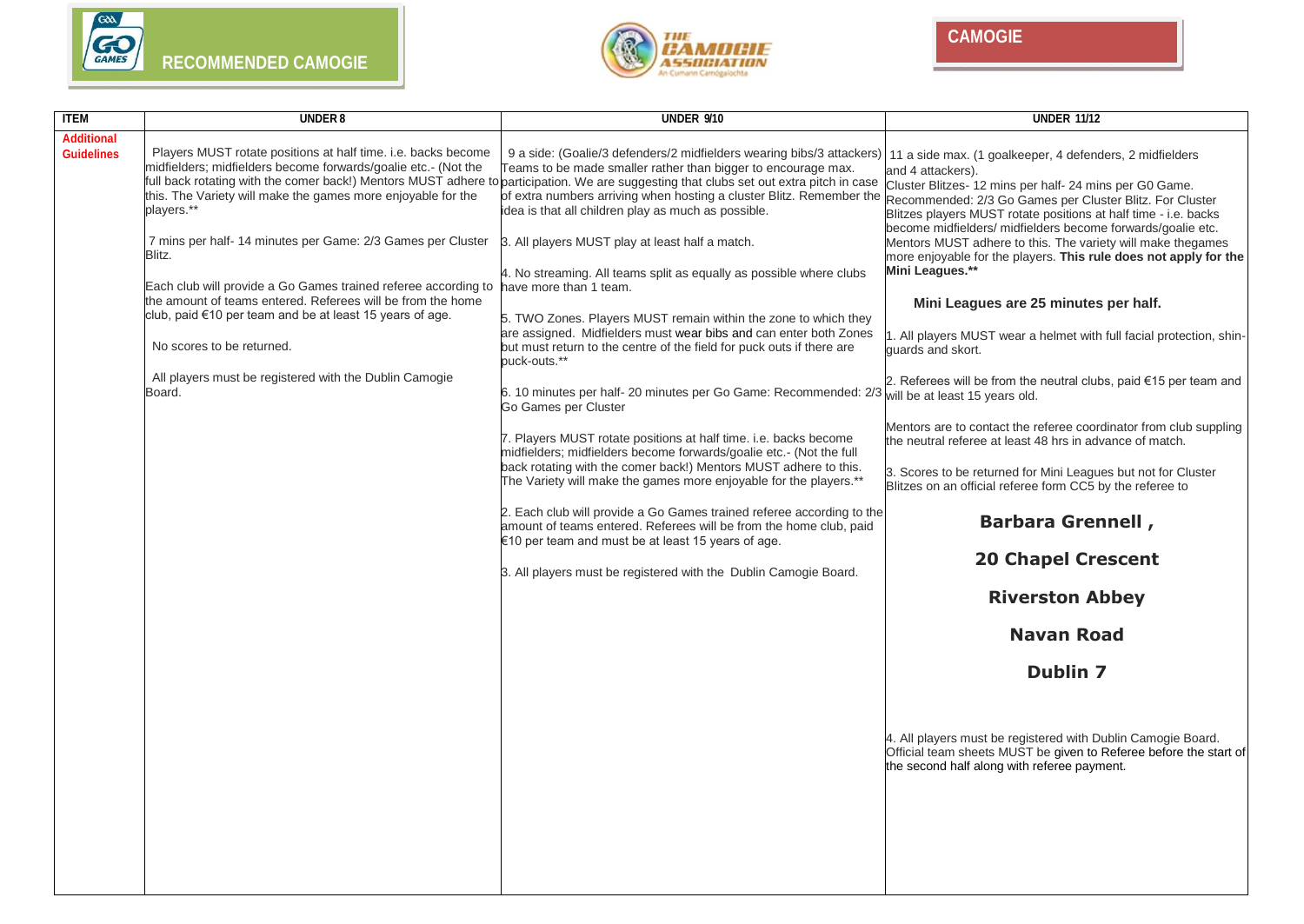# RECOMMENDED CAMOGIE

# CAMOGIE

| ITEM | UNDER 8 | UNDER 9/10 | UNDER 11/12 |
|---|---|---|---|
| **Additional Guidelines** | Players MUST rotate positions at half time. i.e. backs become midfielders; midfielders become forwards/goalie etc.- (Not the full back rotating with the corner back!) Mentors MUST adhere to this. The Variety will make the games more enjoyable for the players.**<br><br>7 mins per half- 14 minutes per Game: 2/3 Games per Cluster Blitz.<br><br>Each club will provide a Go Games trained referee according to the amount of teams entered. Referees will be from the home club, paid €10 per team and be at least 15 years of age.<br><br>No scores to be returned.<br><br>All players must be registered with the Dublin Camogie Board. | 9 a side: (Goalie/3 defenders/2 midfielders wearing bibs/3 attackers) Teams to be made smaller rather than bigger to encourage max. participation. We are suggesting that clubs set out extra pitch in case of extra numbers arriving when hosting a cluster Blitz. Remember the idea is that all children play as much as possible.<br><br>3. All players MUST play at least half a match.<br><br>4. No streaming. All teams split as equally as possible where clubs have more than 1 team.<br><br>5. TWO Zones. Players MUST remain within the zone to which they are assigned. Midfielders must wear bibs and can enter both Zones but must return to the centre of the field for puck outs if there are puck-outs.**<br><br>6. 10 minutes per half- 20 minutes per Go Game: Recommended: 2/3 Go Games per Cluster<br><br>7. Players MUST rotate positions at half time. i.e. backs become midfielders; midfielders become forwards/goalie etc.- (Not the full back rotating with the corner back!) Mentors MUST adhere to this. The Variety will make the games more enjoyable for the players.**<br><br>2. Each club will provide a Go Games trained referee according to the amount of teams entered. Referees will be from the home club, paid €10 per team and must be at least 15 years of age.<br><br>3. All players must be registered with the Dublin Camogie Board. | 11 a side max. (1 goalkeeper, 4 defenders, 2 midfielders and 4 attackers).<br>Cluster Blitzes- 12 mins per half- 24 mins per G0 Game. Recommended: 2/3 Go Games per Cluster Blitz. For Cluster Blitzes players MUST rotate positions at half time - i.e. backs become midfielders/ midfielders become forwards/goalie etc. Mentors MUST adhere to this. The variety will make thegames more enjoyable for the players. **This rule does not apply for the Mini Leagues.****<br><br>**Mini Leagues are 25 minutes per half.**<br><br>1. All players MUST wear a helmet with full facial protection, shin-guards and skort.<br><br>2. Referees will be from the neutral clubs, paid €15 per team and will be at least 15 years old.<br><br>Mentors are to contact the referee coordinator from club suppling the neutral referee at least 48 hrs in advance of match.<br><br>3. Scores to be returned for Mini Leagues but not for Cluster Blitzes on an official referee form CC5 by the referee to<br><br>**Barbara Grennell ,**<br>**20 Chapel Crescent**<br>**Riverston Abbey**<br>**Navan Road**<br>**Dublin 7**<br><br>4. All players must be registered with Dublin Camogie Board. Official team sheets MUST be given to Referee before the start of the second half along with referee payment. |